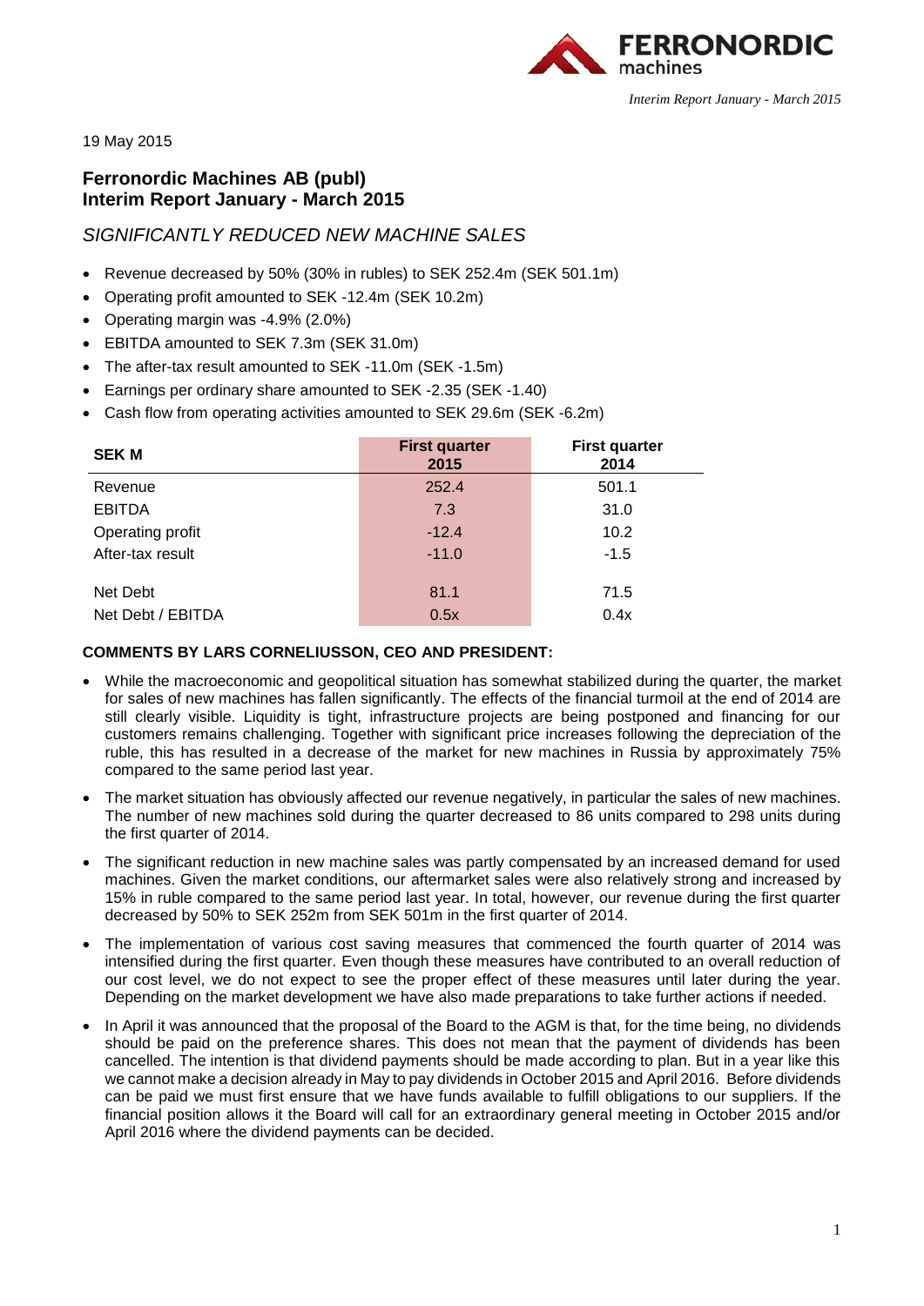19 May 2015

## Ferronordic Machines AB (publ)
## Interim Report January - March 2015

### *SIGNIFICANTLY REDUCED NEW MACHINE SALES*

- Revenue decreased by 50% (30% in rubles) to SEK 252.4m (SEK 501.1m)
- Operating profit amounted to SEK -12.4m (SEK 10.2m)
- Operating margin was -4.9% (2.0%)
- EBITDA amounted to SEK 7.3m (SEK 31.0m)
- The after-tax result amounted to SEK -11.0m (SEK -1.5m)
- Earnings per ordinary share amounted to SEK -2.35 (SEK -1.40)
- Cash flow from operating activities amounted to SEK 29.6m (SEK -6.2m)

| SEK M | First quarter 2015 | First quarter 2014 |
|---|---|---|
| Revenue | 252.4 | 501.1 |
| EBITDA | 7.3 | 31.0 |
| Operating profit | -12.4 | 10.2 |
| After-tax result | -11.0 | -1.5 |
| Net Debt | 81.1 | 71.5 |
| Net Debt / EBITDA | 0.5x | 0.4x |

**COMMENTS BY LARS CORNELIUSSON, CEO AND PRESIDENT:**

- While the macroeconomic and geopolitical situation has somewhat stabilized during the quarter, the market for sales of new machines has fallen significantly. The effects of the financial turmoil at the end of 2014 are still clearly visible. Liquidity is tight, infrastructure projects are being postponed and financing for our customers remains challenging. Together with significant price increases following the depreciation of the ruble, this has resulted in a decrease of the market for new machines in Russia by approximately 75% compared to the same period last year.
- The market situation has obviously affected our revenue negatively, in particular the sales of new machines. The number of new machines sold during the quarter decreased to 86 units compared to 298 units during the first quarter of 2014.
- The significant reduction in new machine sales was partly compensated by an increased demand for used machines. Given the market conditions, our aftermarket sales were also relatively strong and increased by 15% in ruble compared to the same period last year. In total, however, our revenue during the first quarter decreased by 50% to SEK 252m from SEK 501m in the first quarter of 2014.
- The implementation of various cost saving measures that commenced the fourth quarter of 2014 was intensified during the first quarter. Even though these measures have contributed to an overall reduction of our cost level, we do not expect to see the proper effect of these measures until later during the year. Depending on the market development we have also made preparations to take further actions if needed.
- In April it was announced that the proposal of the Board to the AGM is that, for the time being, no dividends should be paid on the preference shares. This does not mean that the payment of dividends has been cancelled. The intention is that dividend payments should be made according to plan. But in a year like this we cannot make a decision already in May to pay dividends in October 2015 and April 2016. Before dividends can be paid we must first ensure that we have funds available to fulfill obligations to our suppliers. If the financial position allows it the Board will call for an extraordinary general meeting in October 2015 and/or April 2016 where the dividend payments can be decided.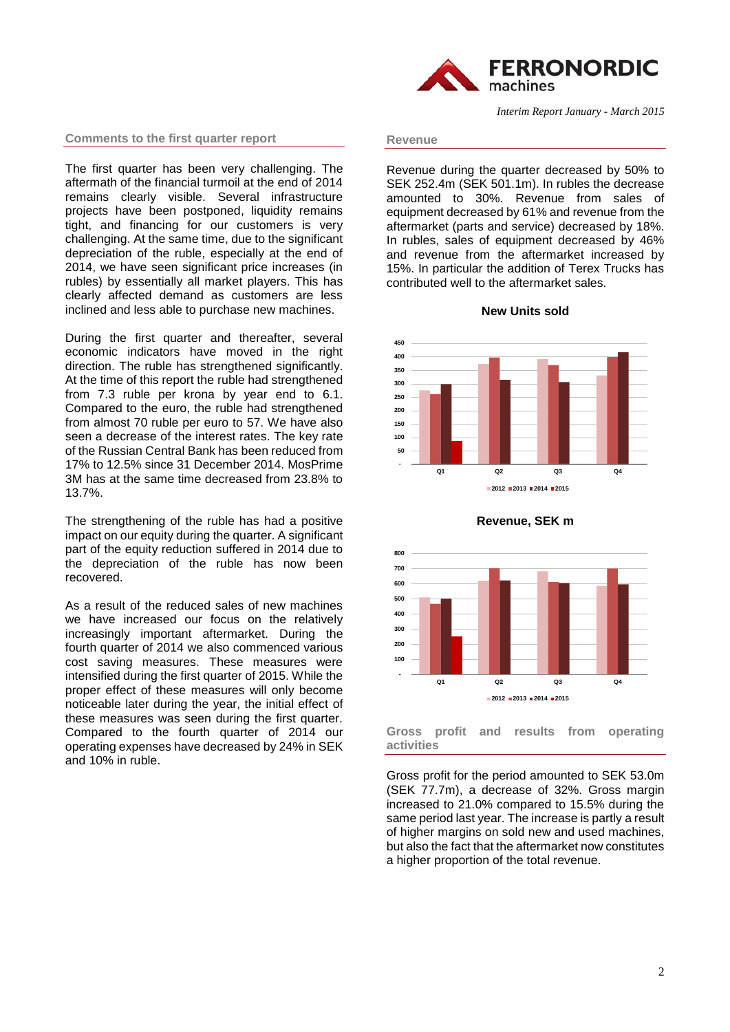## Comments to the first quarter report

The first quarter has been very challenging. The aftermath of the financial turmoil at the end of 2014 remains clearly visible. Several infrastructure projects have been postponed, liquidity remains tight, and financing for our customers is very challenging. At the same time, due to the significant depreciation of the ruble, especially at the end of 2014, we have seen significant price increases (in rubles) by essentially all market players. This has clearly affected demand as customers are less inclined and less able to purchase new machines.

During the first quarter and thereafter, several economic indicators have moved in the right direction. The ruble has strengthened significantly. At the time of this report the ruble had strengthened from 7.3 ruble per krona by year end to 6.1. Compared to the euro, the ruble had strengthened from almost 70 ruble per euro to 57. We have also seen a decrease of the interest rates. The key rate of the Russian Central Bank has been reduced from 17% to 12.5% since 31 December 2014. MosPrime 3M has at the same time decreased from 23.8% to 13.7%.

The strengthening of the ruble has had a positive impact on our equity during the quarter. A significant part of the equity reduction suffered in 2014 due to the depreciation of the ruble has now been recovered.

As a result of the reduced sales of new machines we have increased our focus on the relatively increasingly important aftermarket. During the fourth quarter of 2014 we also commenced various cost saving measures. These measures were intensified during the first quarter of 2015. While the proper effect of these measures will only become noticeable later during the year, the initial effect of these measures was seen during the first quarter. Compared to the fourth quarter of 2014 our operating expenses have decreased by 24% in SEK and 10% in ruble.

## Revenue

Revenue during the quarter decreased by 50% to SEK 252.4m (SEK 501.1m). In rubles the decrease amounted to 30%. Revenue from sales of equipment decreased by 61% and revenue from the aftermarket (parts and service) decreased by 18%. In rubles, sales of equipment decreased by 46% and revenue from the aftermarket increased by 15%. In particular the addition of Terex Trucks has contributed well to the aftermarket sales.

**New Units sold**

**Revenue, SEK m**

## Gross profit and results from operating activities

Gross profit for the period amounted to SEK 53.0m (SEK 77.7m), a decrease of 32%. Gross margin increased to 21.0% compared to 15.5% during the same period last year. The increase is partly a result of higher margins on sold new and used machines, but also the fact that the aftermarket now constitutes a higher proportion of the total revenue.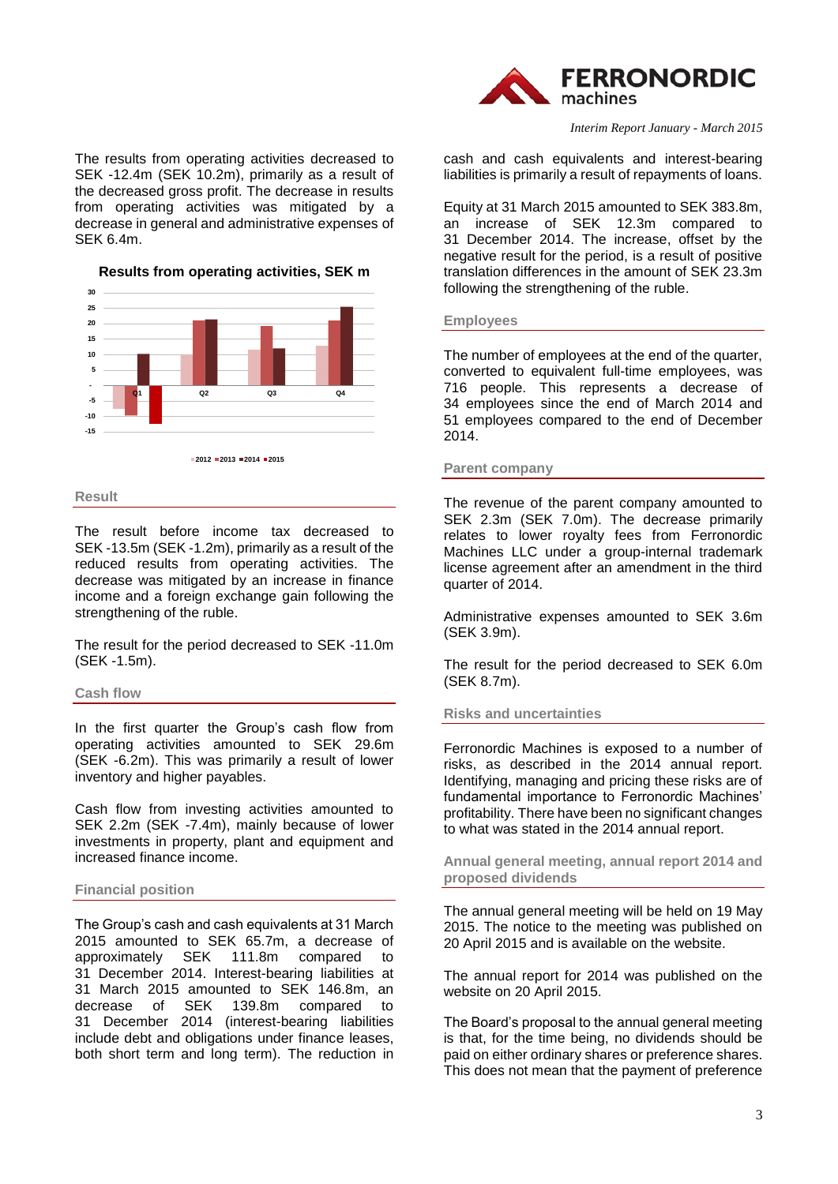The results from operating activities decreased to SEK -12.4m (SEK 10.2m), primarily as a result of the decreased gross profit. The decrease in results from operating activities was mitigated by a decrease in general and administrative expenses of SEK 6.4m.

**Results from operating activities, SEK m**

### Result

The result before income tax decreased to SEK -13.5m (SEK -1.2m), primarily as a result of the reduced results from operating activities. The decrease was mitigated by an increase in finance income and a foreign exchange gain following the strengthening of the ruble.

The result for the period decreased to SEK -11.0m (SEK -1.5m).

### Cash flow

In the first quarter the Group's cash flow from operating activities amounted to SEK 29.6m (SEK -6.2m). This was primarily a result of lower inventory and higher payables.

Cash flow from investing activities amounted to SEK 2.2m (SEK -7.4m), mainly because of lower investments in property, plant and equipment and increased finance income.

### Financial position

The Group's cash and cash equivalents at 31 March 2015 amounted to SEK 65.7m, a decrease of approximately SEK 111.8m compared to 31 December 2014. Interest-bearing liabilities at 31 March 2015 amounted to SEK 146.8m, an decrease of SEK 139.8m compared to 31 December 2014 (interest-bearing liabilities include debt and obligations under finance leases, both short term and long term). The reduction in cash and cash equivalents and interest-bearing liabilities is primarily a result of repayments of loans.

Equity at 31 March 2015 amounted to SEK 383.8m, an increase of SEK 12.3m compared to 31 December 2014. The increase, offset by the negative result for the period, is a result of positive translation differences in the amount of SEK 23.3m following the strengthening of the ruble.

### Employees

The number of employees at the end of the quarter, converted to equivalent full-time employees, was 716 people. This represents a decrease of 34 employees since the end of March 2014 and 51 employees compared to the end of December 2014.

### Parent company

The revenue of the parent company amounted to SEK 2.3m (SEK 7.0m). The decrease primarily relates to lower royalty fees from Ferronordic Machines LLC under a group-internal trademark license agreement after an amendment in the third quarter of 2014.

Administrative expenses amounted to SEK 3.6m (SEK 3.9m).

The result for the period decreased to SEK 6.0m (SEK 8.7m).

### Risks and uncertainties

Ferronordic Machines is exposed to a number of risks, as described in the 2014 annual report. Identifying, managing and pricing these risks are of fundamental importance to Ferronordic Machines' profitability. There have been no significant changes to what was stated in the 2014 annual report.

### Annual general meeting, annual report 2014 and proposed dividends

The annual general meeting will be held on 19 May 2015. The notice to the meeting was published on 20 April 2015 and is available on the website.

The annual report for 2014 was published on the website on 20 April 2015.

The Board's proposal to the annual general meeting is that, for the time being, no dividends should be paid on either ordinary shares or preference shares. This does not mean that the payment of preference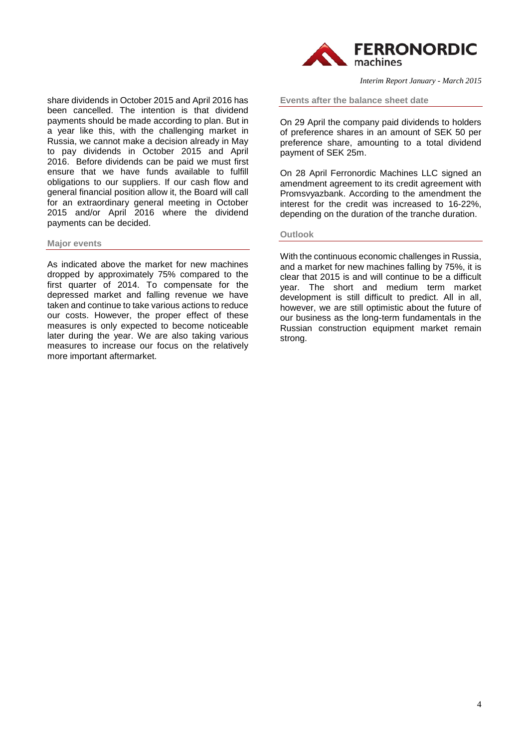share dividends in October 2015 and April 2016 has been cancelled. The intention is that dividend payments should be made according to plan. But in a year like this, with the challenging market in Russia, we cannot make a decision already in May to pay dividends in October 2015 and April 2016. Before dividends can be paid we must first ensure that we have funds available to fulfill obligations to our suppliers. If our cash flow and general financial position allow it, the Board will call for an extraordinary general meeting in October 2015 and/or April 2016 where the dividend payments can be decided.

### Major events

As indicated above the market for new machines dropped by approximately 75% compared to the first quarter of 2014. To compensate for the depressed market and falling revenue we have taken and continue to take various actions to reduce our costs. However, the proper effect of these measures is only expected to become noticeable later during the year. We are also taking various measures to increase our focus on the relatively more important aftermarket.

### Events after the balance sheet date

On 29 April the company paid dividends to holders of preference shares in an amount of SEK 50 per preference share, amounting to a total dividend payment of SEK 25m.

On 28 April Ferronordic Machines LLC signed an amendment agreement to its credit agreement with Promsvyazbank. According to the amendment the interest for the credit was increased to 16-22%, depending on the duration of the tranche duration.

### Outlook

With the continuous economic challenges in Russia, and a market for new machines falling by 75%, it is clear that 2015 is and will continue to be a difficult year. The short and medium term market development is still difficult to predict. All in all, however, we are still optimistic about the future of our business as the long-term fundamentals in the Russian construction equipment market remain strong.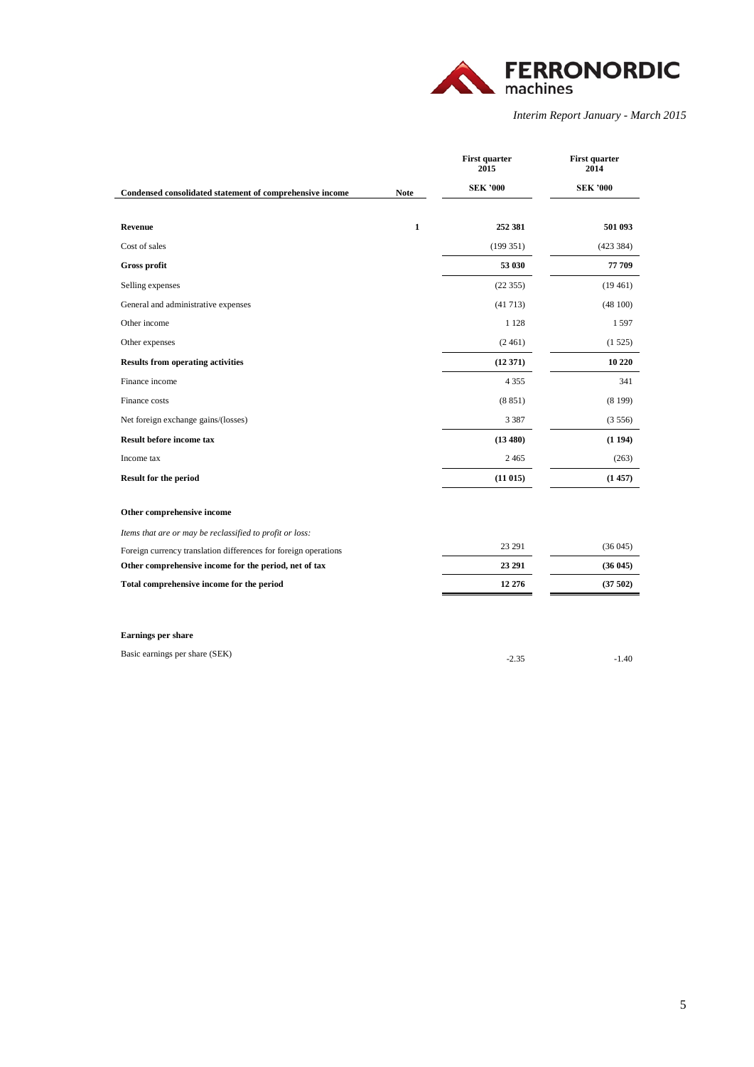*Interim Report January - March 2015*

| Condensed consolidated statement of comprehensive income | Note | First quarter 2015<br>SEK '000 | First quarter 2014<br>SEK '000 |
|---|---|---|---|
| **Revenue** | **1** | **252 381** | **501 093** |
| Cost of sales | | (199 351) | (423 384) |
| **Gross profit** | | **53 030** | **77 709** |
| Selling expenses | | (22 355) | (19 461) |
| General and administrative expenses | | (41 713) | (48 100) |
| Other income | | 1 128 | 1 597 |
| Other expenses | | (2 461) | (1 525) |
| **Results from operating activities** | | **(12 371)** | **10 220** |
| Finance income | | 4 355 | 341 |
| Finance costs | | (8 851) | (8 199) |
| Net foreign exchange gains/(losses) | | 3 387 | (3 556) |
| **Result before income tax** | | **(13 480)** | **(1 194)** |
| Income tax | | 2 465 | (263) |
| **Result for the period** | | **(11 015)** | **(1 457)** |
| | | | |
| **Other comprehensive income** | | | |
| *Items that are or may be reclassified to profit or loss:* | | | |
| Foreign currency translation differences for foreign operations | | 23 291 | (36 045) |
| **Other comprehensive income for the period, net of tax** | | **23 291** | **(36 045)** |
| **Total comprehensive income for the period** | | **12 276** | **(37 502)** |
| | | | |
| **Earnings per share** | | | |
| Basic earnings per share (SEK) | | -2.35 | -1.40 |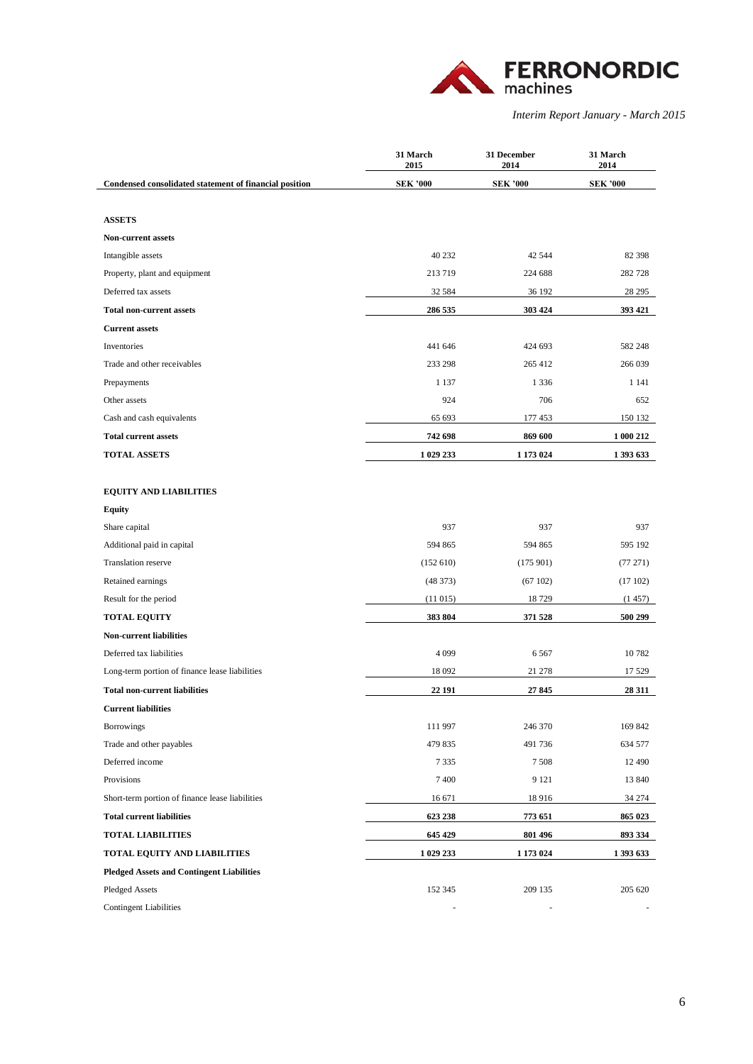| Condensed consolidated statement of financial position | 31 March 2015 SEK '000 | 31 December 2014 SEK '000 | 31 March 2014 SEK '000 |
|---|---|---|---|
| **ASSETS** | | | |
| **Non-current assets** | | | |
| Intangible assets | 40 232 | 42 544 | 82 398 |
| Property, plant and equipment | 213 719 | 224 688 | 282 728 |
| Deferred tax assets | 32 584 | 36 192 | 28 295 |
| **Total non-current assets** | **286 535** | **303 424** | **393 421** |
| **Current assets** | | | |
| Inventories | 441 646 | 424 693 | 582 248 |
| Trade and other receivables | 233 298 | 265 412 | 266 039 |
| Prepayments | 1 137 | 1 336 | 1 141 |
| Other assets | 924 | 706 | 652 |
| Cash and cash equivalents | 65 693 | 177 453 | 150 132 |
| **Total current assets** | **742 698** | **869 600** | **1 000 212** |
| **TOTAL ASSETS** | **1 029 233** | **1 173 024** | **1 393 633** |
| | | | |
| **EQUITY AND LIABILITIES** | | | |
| **Equity** | | | |
| Share capital | 937 | 937 | 937 |
| Additional paid in capital | 594 865 | 594 865 | 595 192 |
| Translation reserve | (152 610) | (175 901) | (77 271) |
| Retained earnings | (48 373) | (67 102) | (17 102) |
| Result for the period | (11 015) | 18 729 | (1 457) |
| **TOTAL EQUITY** | **383 804** | **371 528** | **500 299** |
| **Non-current liabilities** | | | |
| Deferred tax liabilities | 4 099 | 6 567 | 10 782 |
| Long-term portion of finance lease liabilities | 18 092 | 21 278 | 17 529 |
| **Total non-current liabilities** | **22 191** | **27 845** | **28 311** |
| **Current liabilities** | | | |
| Borrowings | 111 997 | 246 370 | 169 842 |
| Trade and other payables | 479 835 | 491 736 | 634 577 |
| Deferred income | 7 335 | 7 508 | 12 490 |
| Provisions | 7 400 | 9 121 | 13 840 |
| Short-term portion of finance lease liabilities | 16 671 | 18 916 | 34 274 |
| **Total current liabilities** | **623 238** | **773 651** | **865 023** |
| **TOTAL LIABILITIES** | **645 429** | **801 496** | **893 334** |
| **TOTAL EQUITY AND LIABILITIES** | **1 029 233** | **1 173 024** | **1 393 633** |
| **Pledged Assets and Contingent Liabilities** | | | |
| Pledged Assets | 152 345 | 209 135 | 205 620 |
| Contingent Liabilities | - | - | - |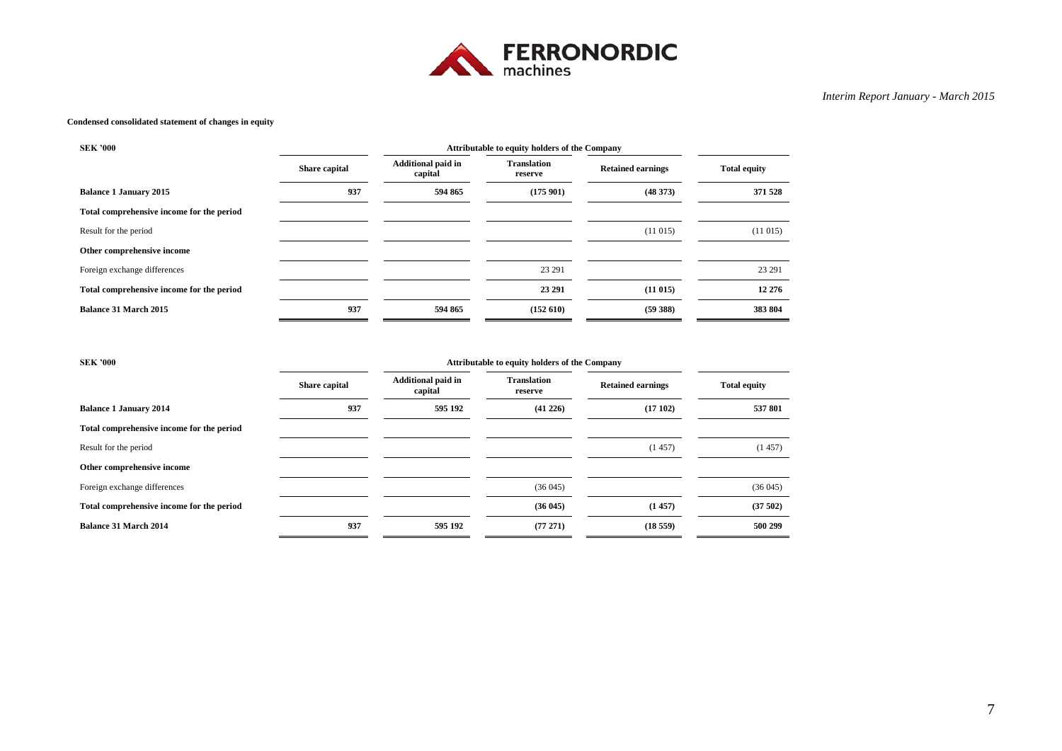**Condensed consolidated statement of changes in equity**

| SEK '000 | Attributable to equity holders of the Company | | | | |
|---|---|---|---|---|---|
| | Share capital | Additional paid in capital | Translation reserve | Retained earnings | Total equity |
| **Balance 1 January 2015** | **937** | **594 865** | **(175 901)** | **(48 373)** | **371 528** |
| **Total comprehensive income for the period** | | | | | |
| Result for the period | | | | (11 015) | (11 015) |
| **Other comprehensive income** | | | | | |
| Foreign exchange differences | | | 23 291 | | 23 291 |
| **Total comprehensive income for the period** | | | **23 291** | **(11 015)** | **12 276** |
| **Balance 31 March 2015** | **937** | **594 865** | **(152 610)** | **(59 388)** | **383 804** |

| SEK '000 | Attributable to equity holders of the Company | | | | |
|---|---|---|---|---|---|
| | Share capital | Additional paid in capital | Translation reserve | Retained earnings | Total equity |
| **Balance 1 January 2014** | **937** | **595 192** | **(41 226)** | **(17 102)** | **537 801** |
| **Total comprehensive income for the period** | | | | | |
| Result for the period | | | | (1 457) | (1 457) |
| **Other comprehensive income** | | | | | |
| Foreign exchange differences | | | (36 045) | | (36 045) |
| **Total comprehensive income for the period** | | | **(36 045)** | **(1 457)** | **(37 502)** |
| **Balance 31 March 2014** | **937** | **595 192** | **(77 271)** | **(18 559)** | **500 299** |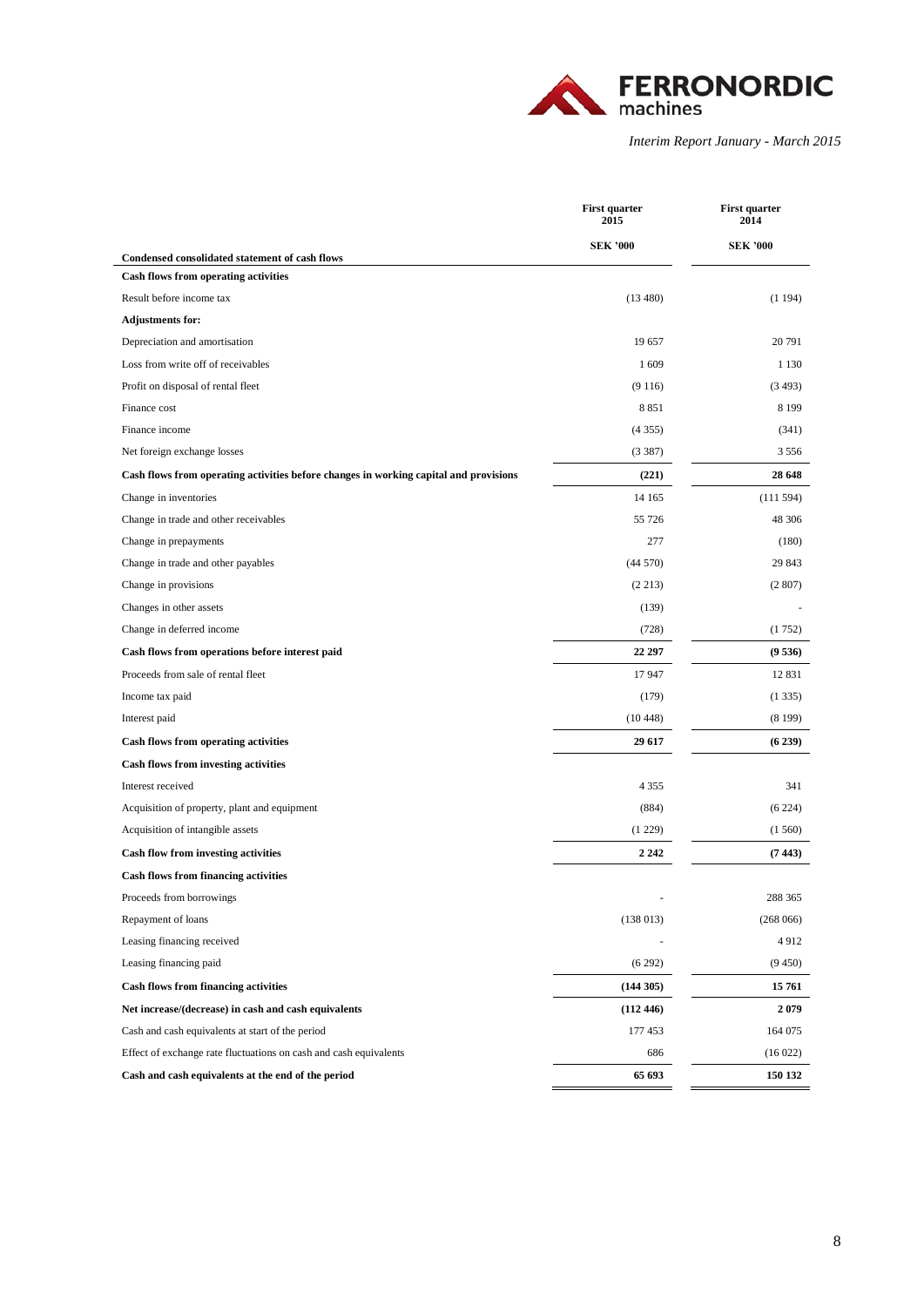| Condensed consolidated statement of cash flows | First quarter 2015<br>SEK '000 | First quarter 2014<br>SEK '000 |
|---|---|---|
| **Cash flows from operating activities** | | |
| Result before income tax | (13 480) | (1 194) |
| **Adjustments for:** | | |
| Depreciation and amortisation | 19 657 | 20 791 |
| Loss from write off of receivables | 1 609 | 1 130 |
| Profit on disposal of rental fleet | (9 116) | (3 493) |
| Finance cost | 8 851 | 8 199 |
| Finance income | (4 355) | (341) |
| Net foreign exchange losses | (3 387) | 3 556 |
| **Cash flows from operating activities before changes in working capital and provisions** | **(221)** | **28 648** |
| Change in inventories | 14 165 | (111 594) |
| Change in trade and other receivables | 55 726 | 48 306 |
| Change in prepayments | 277 | (180) |
| Change in trade and other payables | (44 570) | 29 843 |
| Change in provisions | (2 213) | (2 807) |
| Changes in other assets | (139) | - |
| Change in deferred income | (728) | (1 752) |
| **Cash flows from operations before interest paid** | **22 297** | **(9 536)** |
| Proceeds from sale of rental fleet | 17 947 | 12 831 |
| Income tax paid | (179) | (1 335) |
| Interest paid | (10 448) | (8 199) |
| **Cash flows from operating activities** | **29 617** | **(6 239)** |
| **Cash flows from investing activities** | | |
| Interest received | 4 355 | 341 |
| Acquisition of property, plant and equipment | (884) | (6 224) |
| Acquisition of intangible assets | (1 229) | (1 560) |
| **Cash flow from investing activities** | **2 242** | **(7 443)** |
| **Cash flows from financing activities** | | |
| Proceeds from borrowings | - | 288 365 |
| Repayment of loans | (138 013) | (268 066) |
| Leasing financing received | - | 4 912 |
| Leasing financing paid | (6 292) | (9 450) |
| **Cash flows from financing activities** | **(144 305)** | **15 761** |
| **Net increase/(decrease) in cash and cash equivalents** | **(112 446)** | **2 079** |
| Cash and cash equivalents at start of the period | 177 453 | 164 075 |
| Effect of exchange rate fluctuations on cash and cash equivalents | 686 | (16 022) |
| **Cash and cash equivalents at the end of the period** | **65 693** | **150 132** |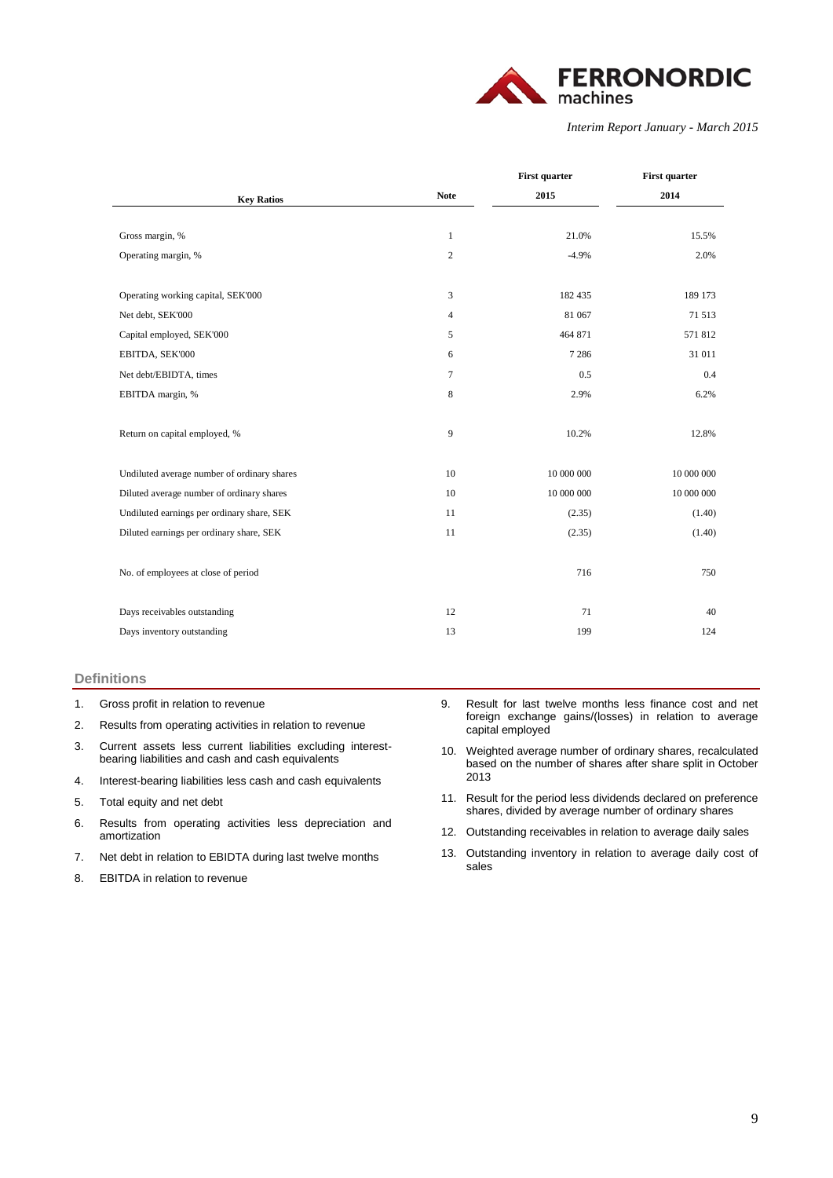| Key Ratios | Note | First quarter 2015 | First quarter 2014 |
|---|---|---|---|
| Gross margin, % | 1 | 21.0% | 15.5% |
| Operating margin, % | 2 | -4.9% | 2.0% |
| Operating working capital, SEK'000 | 3 | 182 435 | 189 173 |
| Net debt, SEK'000 | 4 | 81 067 | 71 513 |
| Capital employed, SEK'000 | 5 | 464 871 | 571 812 |
| EBITDA, SEK'000 | 6 | 7 286 | 31 011 |
| Net debt/EBIDTA, times | 7 | 0.5 | 0.4 |
| EBITDA margin, % | 8 | 2.9% | 6.2% |
| Return on capital employed, % | 9 | 10.2% | 12.8% |
| Undiluted average number of ordinary shares | 10 | 10 000 000 | 10 000 000 |
| Diluted average number of ordinary shares | 10 | 10 000 000 | 10 000 000 |
| Undiluted earnings per ordinary share, SEK | 11 | (2.35) | (1.40) |
| Diluted earnings per ordinary share, SEK | 11 | (2.35) | (1.40) |
| No. of employees at close of period | | 716 | 750 |
| Days receivables outstanding | 12 | 71 | 40 |
| Days inventory outstanding | 13 | 199 | 124 |

## Definitions

1. Gross profit in relation to revenue
2. Results from operating activities in relation to revenue
3. Current assets less current liabilities excluding interest-bearing liabilities and cash and cash equivalents
4. Interest-bearing liabilities less cash and cash equivalents
5. Total equity and net debt
6. Results from operating activities less depreciation and amortization
7. Net debt in relation to EBIDTA during last twelve months
8. EBITDA in relation to revenue
9. Result for last twelve months less finance cost and net foreign exchange gains/(losses) in relation to average capital employed
10. Weighted average number of ordinary shares, recalculated based on the number of shares after share split in October 2013
11. Result for the period less dividends declared on preference shares, divided by average number of ordinary shares
12. Outstanding receivables in relation to average daily sales
13. Outstanding inventory in relation to average daily cost of sales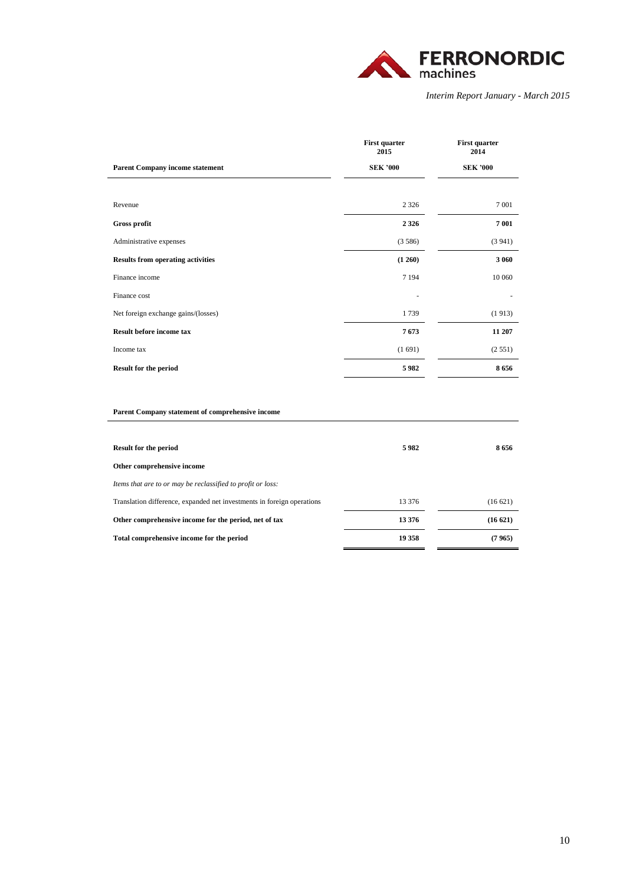| Parent Company income statement | First quarter 2015<br>SEK '000 | First quarter 2014<br>SEK '000 |
|---|---|---|
| Revenue | 2 326 | 7 001 |
| **Gross profit** | **2 326** | **7 001** |
| Administrative expenses | (3 586) | (3 941) |
| **Results from operating activities** | **(1 260)** | **3 060** |
| Finance income | 7 194 | 10 060 |
| Finance cost | - | - |
| Net foreign exchange gains/(losses) | 1 739 | (1 913) |
| **Result before income tax** | **7 673** | **11 207** |
| Income tax | (1 691) | (2 551) |
| **Result for the period** | **5 982** | **8 656** |

| Parent Company statement of comprehensive income | | |
|---|---|---|
| **Result for the period** | **5 982** | **8 656** |
| **Other comprehensive income** | | |
| *Items that are to or may be reclassified to profit or loss:* | | |
| Translation difference, expanded net investments in foreign operations | 13 376 | (16 621) |
| **Other comprehensive income for the period, net of tax** | **13 376** | **(16 621)** |
| **Total comprehensive income for the period** | **19 358** | **(7 965)** |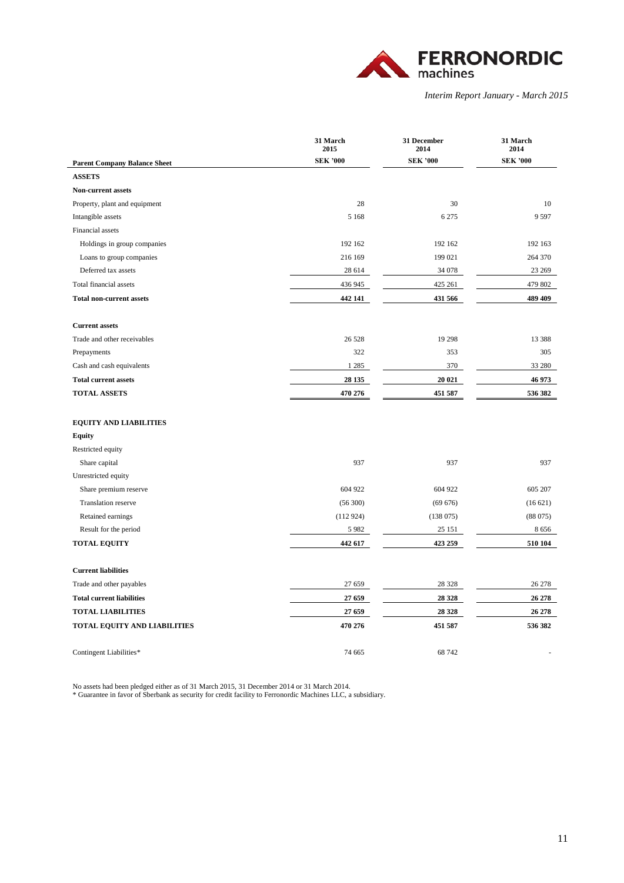| Parent Company Balance Sheet | 31 March 2015 SEK '000 | 31 December 2014 SEK '000 | 31 March 2014 SEK '000 |
|---|---|---|---|
| **ASSETS** | | | |
| **Non-current assets** | | | |
| Property, plant and equipment | 28 | 30 | 10 |
| Intangible assets | 5 168 | 6 275 | 9 597 |
| Financial assets | | | |
| Holdings in group companies | 192 162 | 192 162 | 192 163 |
| Loans to group companies | 216 169 | 199 021 | 264 370 |
| Deferred tax assets | 28 614 | 34 078 | 23 269 |
| Total financial assets | 436 945 | 425 261 | 479 802 |
| **Total non-current assets** | **442 141** | **431 566** | **489 409** |
| **Current assets** | | | |
| Trade and other receivables | 26 528 | 19 298 | 13 388 |
| Prepayments | 322 | 353 | 305 |
| Cash and cash equivalents | 1 285 | 370 | 33 280 |
| **Total current assets** | **28 135** | **20 021** | **46 973** |
| **TOTAL ASSETS** | **470 276** | **451 587** | **536 382** |
| **EQUITY AND LIABILITIES** | | | |
| **Equity** | | | |
| Restricted equity | | | |
| Share capital | 937 | 937 | 937 |
| Unrestricted equity | | | |
| Share premium reserve | 604 922 | 604 922 | 605 207 |
| Translation reserve | (56 300) | (69 676) | (16 621) |
| Retained earnings | (112 924) | (138 075) | (88 075) |
| Result for the period | 5 982 | 25 151 | 8 656 |
| **TOTAL EQUITY** | **442 617** | **423 259** | **510 104** |
| **Current liabilities** | | | |
| Trade and other payables | 27 659 | 28 328 | 26 278 |
| **Total current liabilities** | **27 659** | **28 328** | **26 278** |
| **TOTAL LIABILITIES** | **27 659** | **28 328** | **26 278** |
| **TOTAL EQUITY AND LIABILITIES** | **470 276** | **451 587** | **536 382** |
| Contingent Liabilities* | 74 665 | 68 742 | - |

No assets had been pledged either as of 31 March 2015, 31 December 2014 or 31 March 2014.

* Guarantee in favor of Sberbank as security for credit facility to Ferronordic Machines LLC, a subsidiary.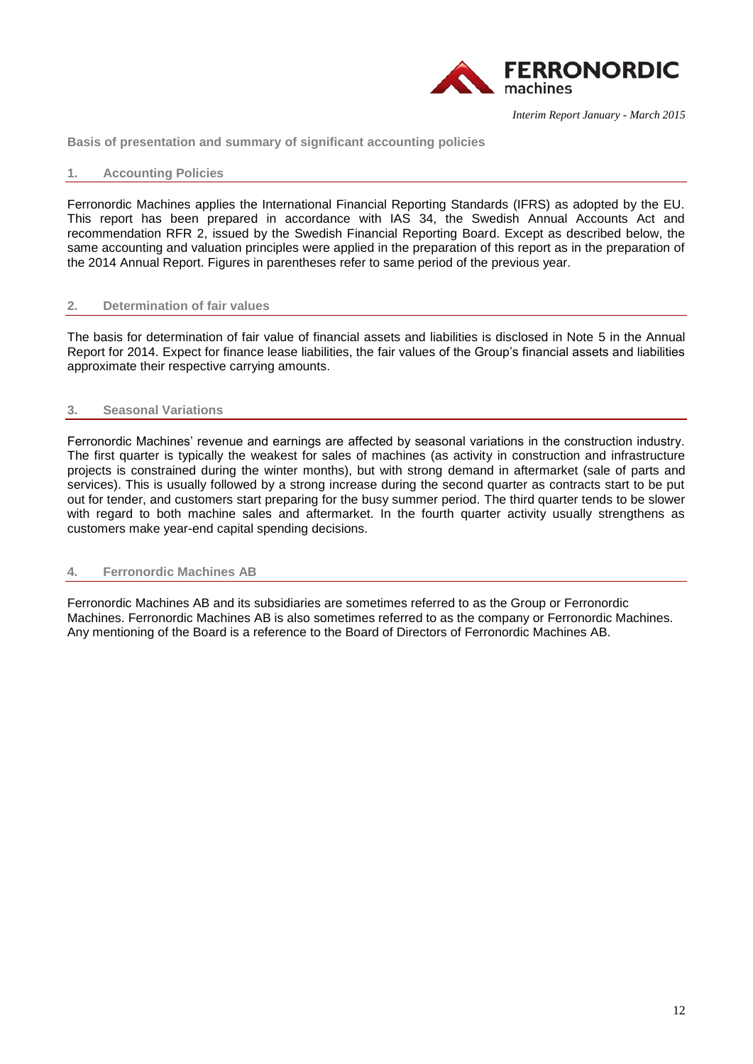## Basis of presentation and summary of significant accounting policies

### 1. Accounting Policies

Ferronordic Machines applies the International Financial Reporting Standards (IFRS) as adopted by the EU. This report has been prepared in accordance with IAS 34, the Swedish Annual Accounts Act and recommendation RFR 2, issued by the Swedish Financial Reporting Board. Except as described below, the same accounting and valuation principles were applied in the preparation of this report as in the preparation of the 2014 Annual Report. Figures in parentheses refer to same period of the previous year.

### 2. Determination of fair values

The basis for determination of fair value of financial assets and liabilities is disclosed in Note 5 in the Annual Report for 2014. Expect for finance lease liabilities, the fair values of the Group's financial assets and liabilities approximate their respective carrying amounts.

### 3. Seasonal Variations

Ferronordic Machines' revenue and earnings are affected by seasonal variations in the construction industry. The first quarter is typically the weakest for sales of machines (as activity in construction and infrastructure projects is constrained during the winter months), but with strong demand in aftermarket (sale of parts and services). This is usually followed by a strong increase during the second quarter as contracts start to be put out for tender, and customers start preparing for the busy summer period. The third quarter tends to be slower with regard to both machine sales and aftermarket. In the fourth quarter activity usually strengthens as customers make year-end capital spending decisions.

### 4. Ferronordic Machines AB

Ferronordic Machines AB and its subsidiaries are sometimes referred to as the Group or Ferronordic Machines. Ferronordic Machines AB is also sometimes referred to as the company or Ferronordic Machines. Any mentioning of the Board is a reference to the Board of Directors of Ferronordic Machines AB.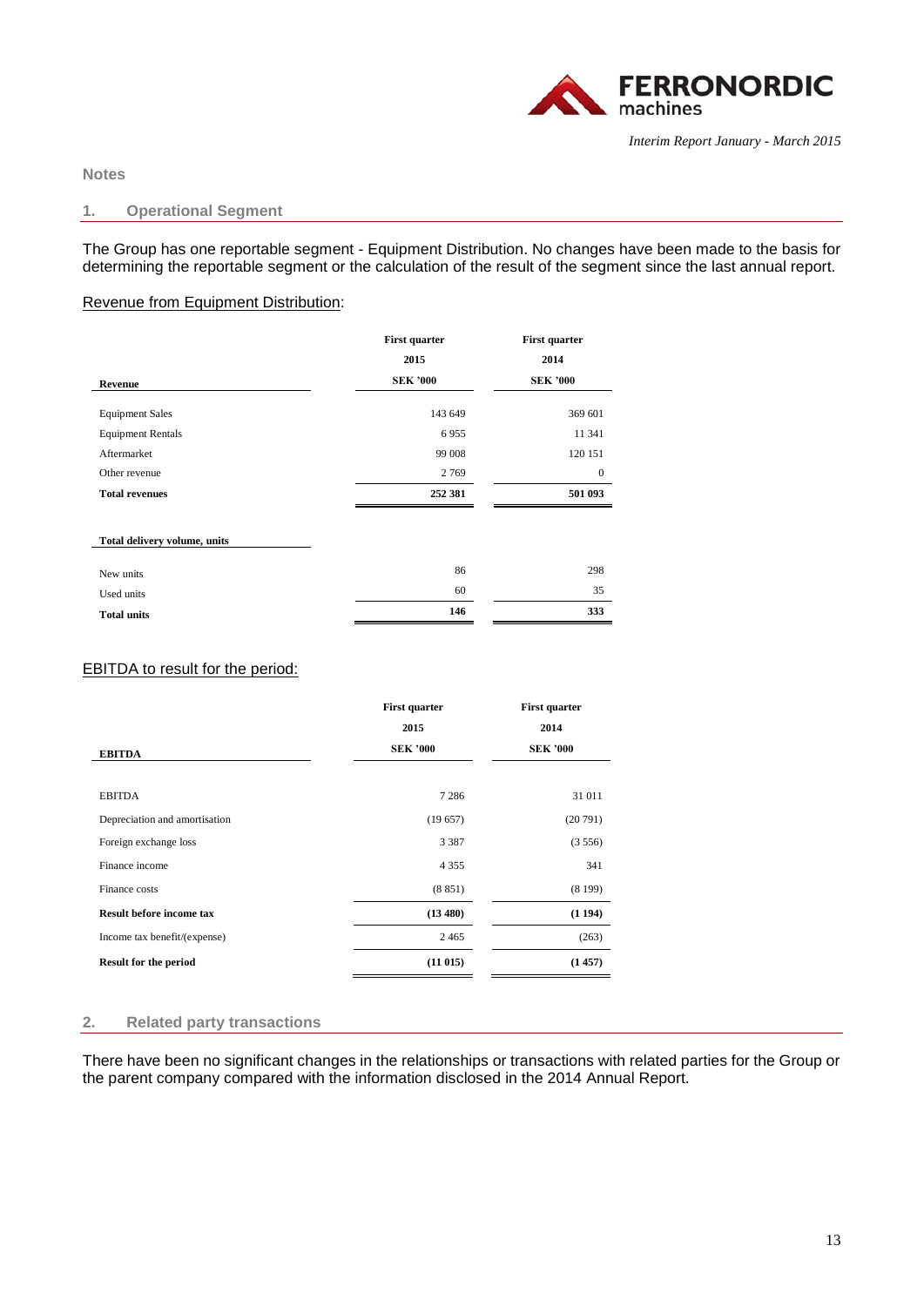## Notes

### 1. Operational Segment

The Group has one reportable segment - Equipment Distribution. No changes have been made to the basis for determining the reportable segment or the calculation of the result of the segment since the last annual report.

Revenue from Equipment Distribution:

| Revenue | First quarter 2015 SEK '000 | First quarter 2014 SEK '000 |
|---|---|---|
| Equipment Sales | 143 649 | 369 601 |
| Equipment Rentals | 6 955 | 11 341 |
| Aftermarket | 99 008 | 120 151 |
| Other revenue | 2 769 | 0 |
| **Total revenues** | **252 381** | **501 093** |
| | | |
| **Total delivery volume, units** | | |
| New units | 86 | 298 |
| Used units | 60 | 35 |
| **Total units** | **146** | **333** |

EBITDA to result for the period:

| EBITDA | First quarter 2015 SEK '000 | First quarter 2014 SEK '000 |
|---|---|---|
| EBITDA | 7 286 | 31 011 |
| Depreciation and amortisation | (19 657) | (20 791) |
| Foreign exchange loss | 3 387 | (3 556) |
| Finance income | 4 355 | 341 |
| Finance costs | (8 851) | (8 199) |
| **Result before income tax** | **(13 480)** | **(1 194)** |
| Income tax benefit/(expense) | 2 465 | (263) |
| **Result for the period** | **(11 015)** | **(1 457)** |

### 2. Related party transactions

There have been no significant changes in the relationships or transactions with related parties for the Group or the parent company compared with the information disclosed in the 2014 Annual Report.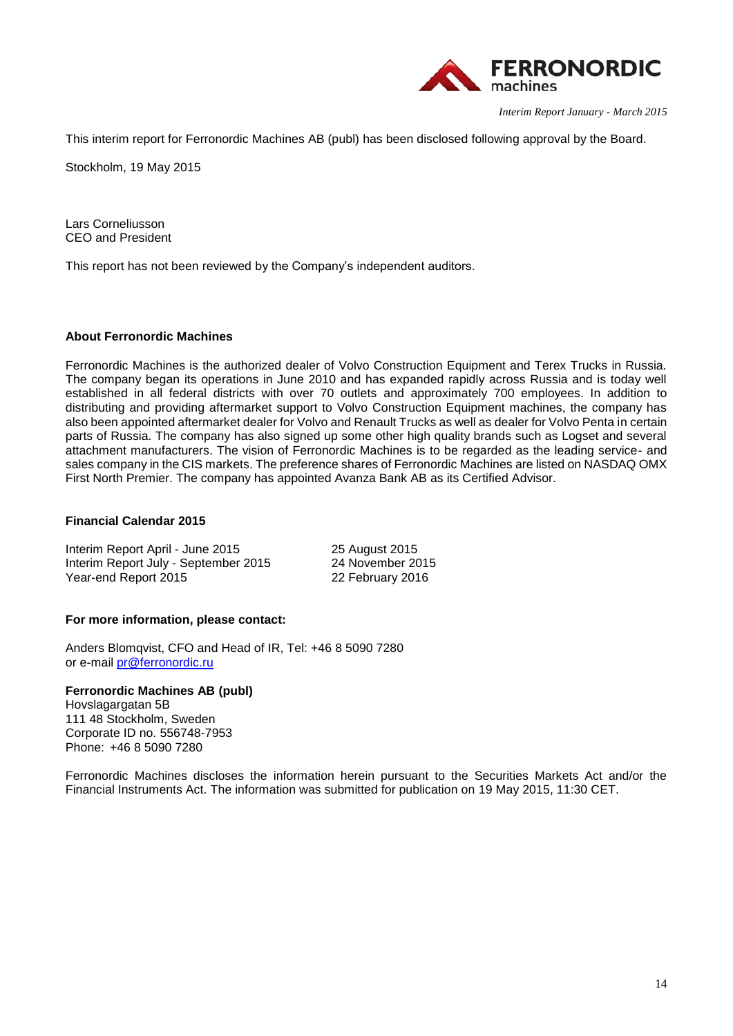This interim report for Ferronordic Machines AB (publ) has been disclosed following approval by the Board.

Stockholm, 19 May 2015

Lars Corneliusson
CEO and President

This report has not been reviewed by the Company's independent auditors.

**About Ferronordic Machines**

Ferronordic Machines is the authorized dealer of Volvo Construction Equipment and Terex Trucks in Russia. The company began its operations in June 2010 and has expanded rapidly across Russia and is today well established in all federal districts with over 70 outlets and approximately 700 employees. In addition to distributing and providing aftermarket support to Volvo Construction Equipment machines, the company has also been appointed aftermarket dealer for Volvo and Renault Trucks as well as dealer for Volvo Penta in certain parts of Russia. The company has also signed up some other high quality brands such as Logset and several attachment manufacturers. The vision of Ferronordic Machines is to be regarded as the leading service- and sales company in the CIS markets. The preference shares of Ferronordic Machines are listed on NASDAQ OMX First North Premier. The company has appointed Avanza Bank AB as its Certified Advisor.

**Financial Calendar 2015**

| | |
|---|---|
| Interim Report April - June 2015 | 25 August 2015 |
| Interim Report July - September 2015 | 24 November 2015 |
| Year-end Report 2015 | 22 February 2016 |

**For more information, please contact:**

Anders Blomqvist, CFO and Head of IR, Tel: +46 8 5090 7280
or e-mail pr@ferronordic.ru

**Ferronordic Machines AB (publ)**
Hovslagargatan 5B
111 48 Stockholm, Sweden
Corporate ID no. 556748-7953
Phone: +46 8 5090 7280

Ferronordic Machines discloses the information herein pursuant to the Securities Markets Act and/or the Financial Instruments Act. The information was submitted for publication on 19 May 2015, 11:30 CET.